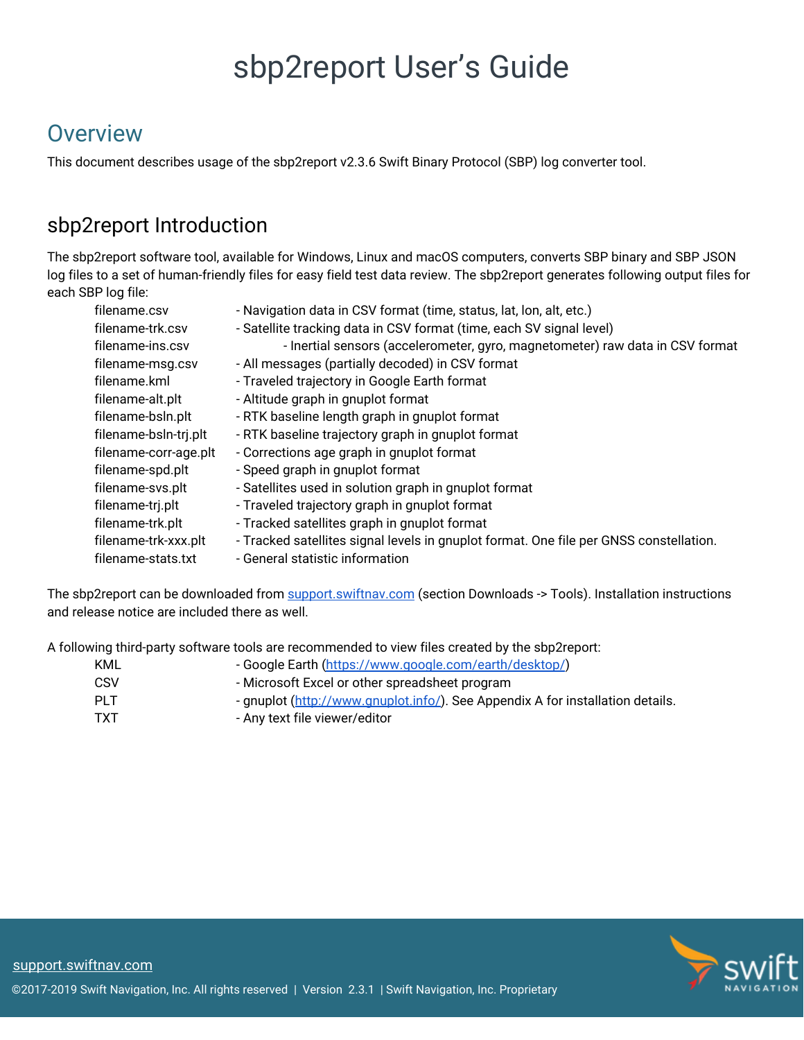# sbp2report User's Guide

## Overview

This document describes usage of the sbp2report v2.3.6 Swift Binary Protocol (SBP) log converter tool.

## sbp2report Introduction

The sbp2report software tool, available for Windows, Linux and macOS computers, converts SBP binary and SBP JSON log files to a set of human-friendly files for easy field test data review. The sbp2report generates following output files for each SBP log file:

| | |
|---|---|
| filename.csv | - Navigation data in CSV format (time, status, lat, lon, alt, etc.) |
| filename-trk.csv | - Satellite tracking data in CSV format (time, each SV signal level) |
| filename-ins.csv | - Inertial sensors (accelerometer, gyro, magnetometer) raw data in CSV format |
| filename-msg.csv | - All messages (partially decoded) in CSV format |
| filename.kml | - Traveled trajectory in Google Earth format |
| filename-alt.plt | - Altitude graph in gnuplot format |
| filename-bsln.plt | - RTK baseline length graph in gnuplot format |
| filename-bsln-trj.plt | - RTK baseline trajectory graph in gnuplot format |
| filename-corr-age.plt | - Corrections age graph in gnuplot format |
| filename-spd.plt | - Speed graph in gnuplot format |
| filename-svs.plt | - Satellites used in solution graph in gnuplot format |
| filename-trj.plt | - Traveled trajectory graph in gnuplot format |
| filename-trk.plt | - Tracked satellites graph in gnuplot format |
| filename-trk-xxx.plt | - Tracked satellites signal levels in gnuplot format. One file per GNSS constellation. |
| filename-stats.txt | - General statistic information |

The sbp2report can be downloaded from [support.swiftnav.com](support.swiftnav.com) (section Downloads -> Tools). Installation instructions and release notice are included there as well.

A following third-party software tools are recommended to view files created by the sbp2report:

| | |
|---|---|
| KML | - Google Earth ([https://www.google.com/earth/desktop/](https://www.google.com/earth/desktop/)) |
| CSV | - Microsoft Excel or other spreadsheet program |
| PLT | - gnuplot ([http://www.gnuplot.info/](http://www.gnuplot.info/)). See Appendix A for installation details. |
| TXT | - Any text file viewer/editor |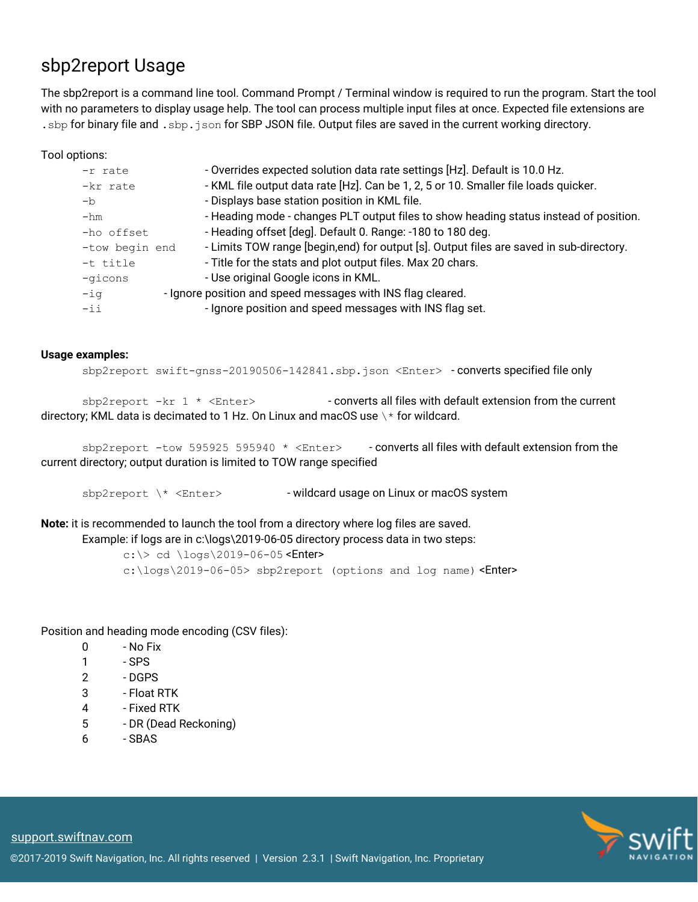# sbp2report Usage

The sbp2report is a command line tool. Command Prompt / Terminal window is required to run the program. Start the tool with no parameters to display usage help. The tool can process multiple input files at once. Expected file extensions are `.sbp` for binary file and `.sbp.json` for SBP JSON file. Output files are saved in the current working directory.

Tool options:

| | |
|---|---|
| `-r rate` | - Overrides expected solution data rate settings [Hz]. Default is 10.0 Hz. |
| `-kr rate` | - KML file output data rate [Hz]. Can be 1, 2, 5 or 10. Smaller file loads quicker. |
| `-b` | - Displays base station position in KML file. |
| `-hm` | - Heading mode - changes PLT output files to show heading status instead of position. |
| `-ho offset` | - Heading offset [deg]. Default 0. Range: -180 to 180 deg. |
| `-tow begin end` | - Limits TOW range [begin,end) for output [s]. Output files are saved in sub-directory. |
| `-t title` | - Title for the stats and plot output files. Max 20 chars. |
| `-gicons` | - Use original Google icons in KML. |
| `-ig` | - Ignore position and speed messages with INS flag cleared. |
| `-ii` | - Ignore position and speed messages with INS flag set. |

**Usage examples:**

`sbp2report swift-gnss-20190506-142841.sbp.json <Enter>` - converts specified file only

`sbp2report -kr 1 * <Enter>` - converts all files with default extension from the current directory; KML data is decimated to 1 Hz. On Linux and macOS use `\*` for wildcard.

`sbp2report -tow 595925 595940 * <Enter>` - converts all files with default extension from the current directory; output duration is limited to TOW range specified

`sbp2report \* <Enter>` - wildcard usage on Linux or macOS system

**Note:** it is recommended to launch the tool from a directory where log files are saved.

Example: if logs are in c:\logs\2019-06-05 directory process data in two steps:

```
c:\> cd \logs\2019-06-05 <Enter>
c:\logs\2019-06-05> sbp2report (options and log name) <Enter>
```

Position and heading mode encoding (CSV files):

- 0 - No Fix
- 1 - SPS
- 2 - DGPS
- 3 - Float RTK
- 4 - Fixed RTK
- 5 - DR (Dead Reckoning)
- 6 - SBAS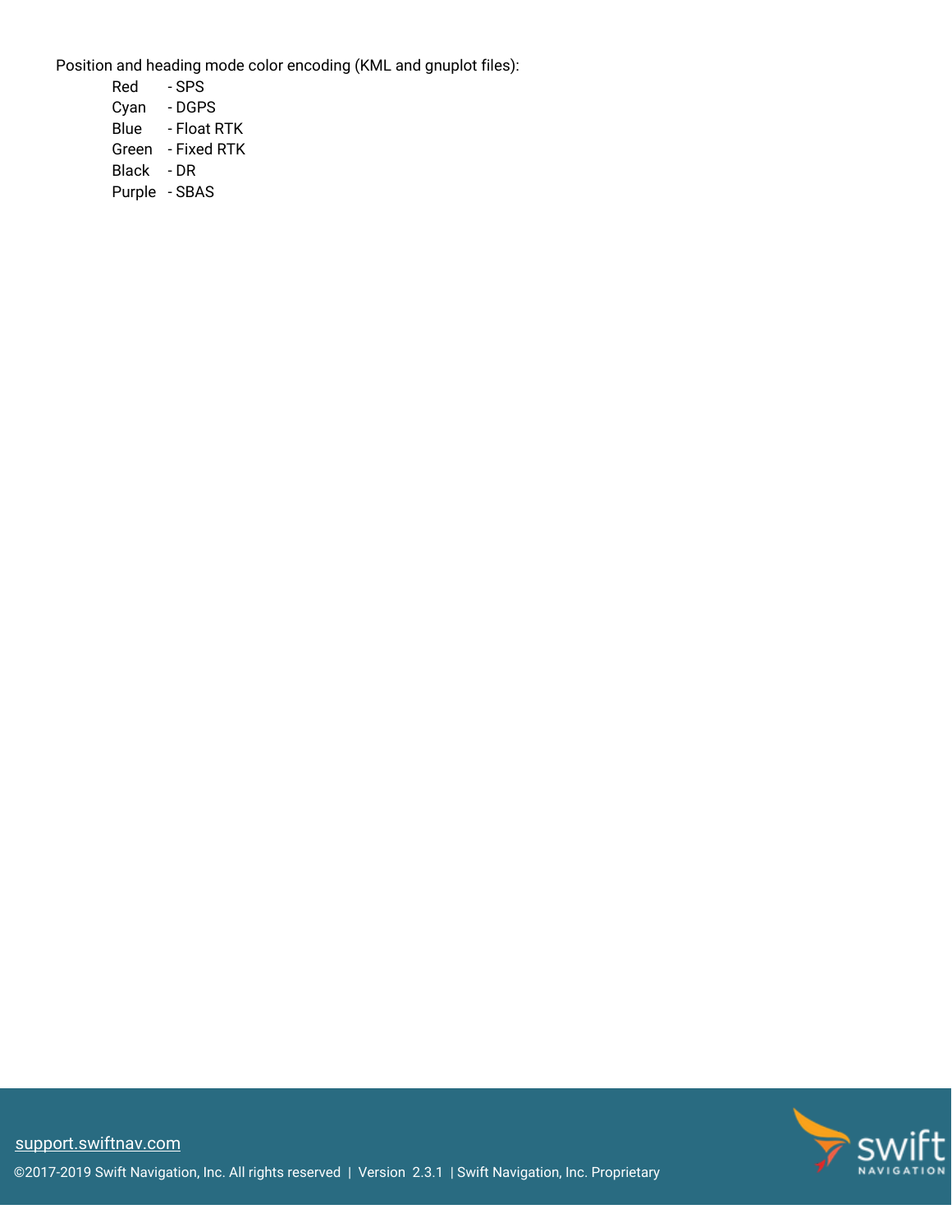Position and heading mode color encoding (KML and gnuplot files):

- Red - SPS
- Cyan - DGPS
- Blue - Float RTK
- Green - Fixed RTK
- Black - DR
- Purple - SBAS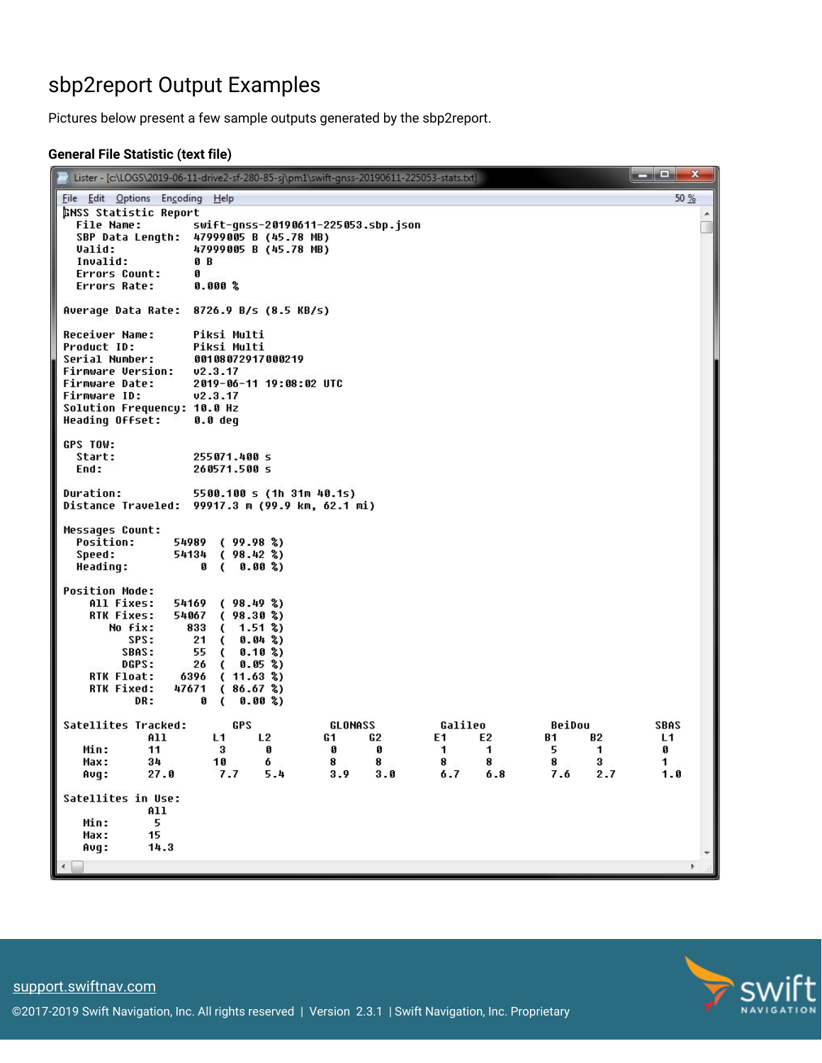# sbp2report Output Examples

Pictures below present a few sample outputs generated by the sbp2report.

### General File Statistic (text file)

```
Lister - [c:\LOGS\2019-06-11-drive2-sf-280-85-sj\pm1\swift-gnss-20190611-225053-stats.txt]
File  Edit  Options  Encoding  Help                                                    50 %

GNSS Statistic Report
  File Name:          swift-gnss-20190611-225053.sbp.json
  SBP Data Length:    47999005 B (45.78 MB)
  Valid:              47999005 B (45.78 MB)
  Invalid:            0 B
  Errors Count:       0
  Errors Rate:        0.000 %

Average Data Rate:  8726.9 B/s (8.5 KB/s)

Receiver Name:      Piksi Multi
Product ID:         Piksi Multi
Serial Number:      00108072917000219
Firmware Version:   v2.3.17
Firmware Date:      2019-06-11 19:08:02 UTC
Firmware ID:        v2.3.17
Solution Frequency: 10.0 Hz
Heading Offset:     0.0 deg

GPS TOW:
  Start:            255071.400 s
  End:              260571.500 s

Duration:           5500.100 s (1h 31m 40.1s)
Distance Traveled:  99917.3 m (99.9 km, 62.1 mi)

Messages Count:
  Position:       54989  ( 99.98 %)
  Speed:          54134  ( 98.42 %)
  Heading:            0  (  0.00 %)

Position Mode:
    All Fixes:    54169  ( 98.49 %)
    RTK Fixes:    54067  ( 98.30 %)
       No fix:      833  (  1.51 %)
          SPS:       21  (  0.04 %)
         SBAS:       55  (  0.10 %)
         DGPS:       26  (  0.05 %)
    RTK Float:     6396  ( 11.63 %)
    RTK Fixed:    47671  ( 86.67 %)
           DR:        0  (  0.00 %)

Satellites Tracked:       GPS           GLONASS         Galileo          BeiDou          SBAS
             All       L1      L2      G1      G2      E1      E2      B1      B2      L1
   Min:      11        3       0       0       0       1       1       5       1       0
   Max:      34        10      6       8       8       8       8       8       3       1
   Avg:      27.0      7.7     5.4     3.9     3.0     6.7     6.8     7.6     2.7     1.0

Satellites in Use:
             All
   Min:        5
   Max:      15
   Avg:      14.3
```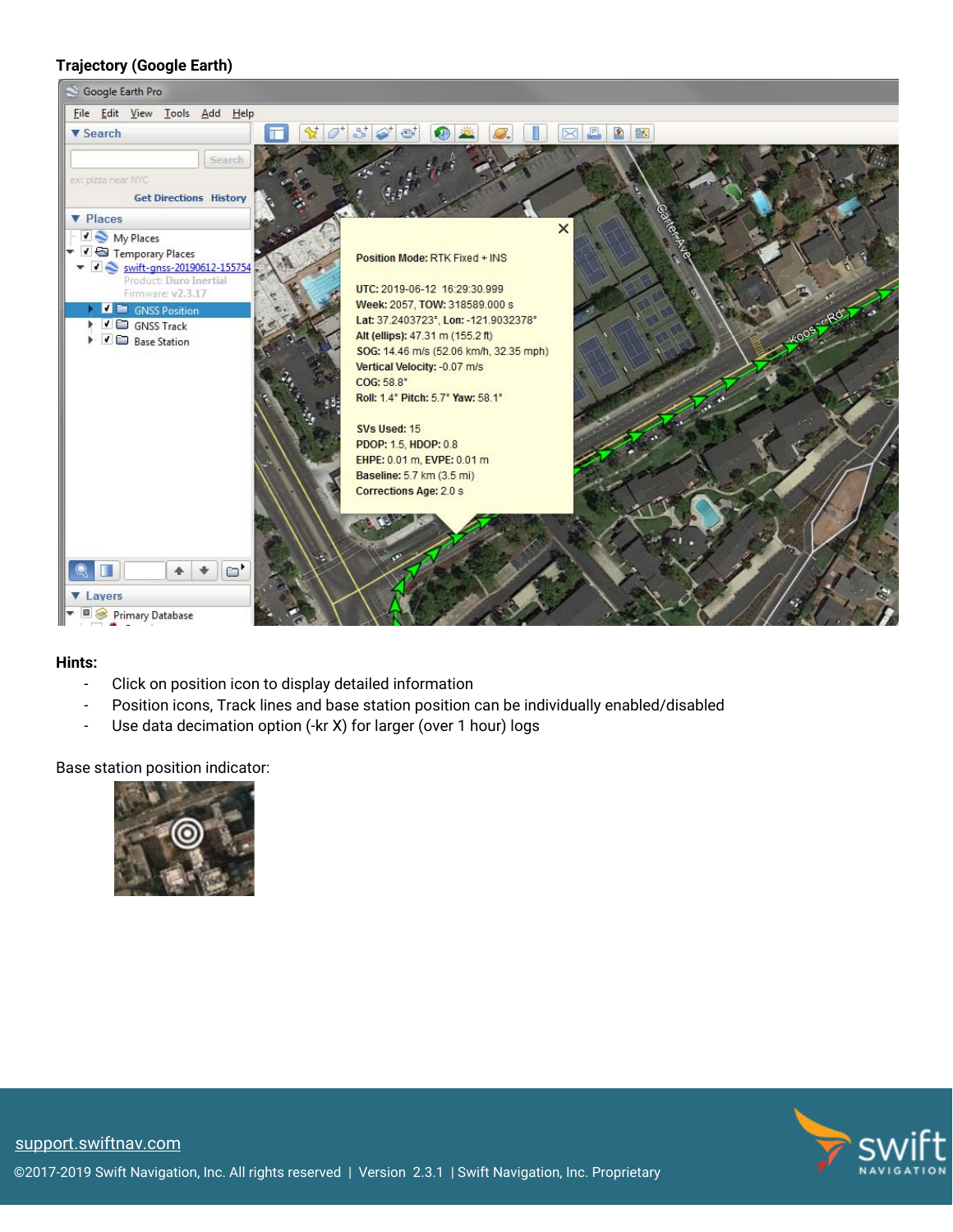**Trajectory (Google Earth)**

**Hints:**

- Click on position icon to display detailed information
- Position icons, Track lines and base station position can be individually enabled/disabled
- Use data decimation option (-kr X) for larger (over 1 hour) logs

Base station position indicator: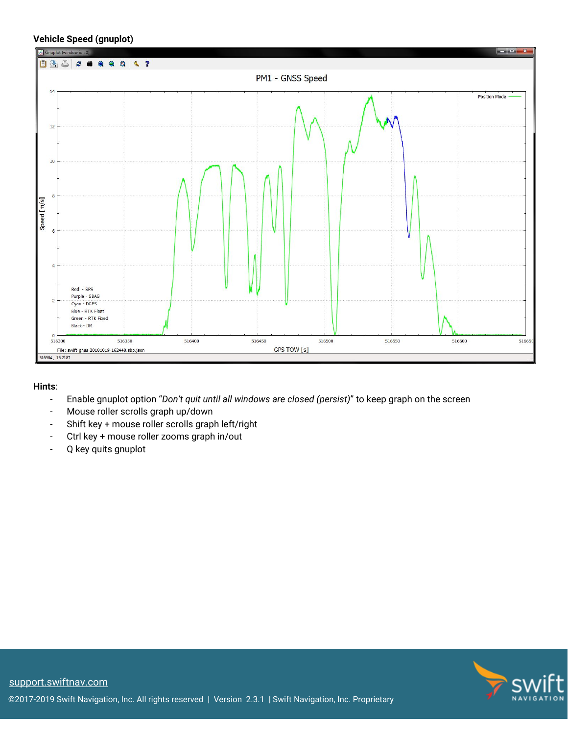**Vehicle Speed (gnuplot)**

**Hints**:

- Enable gnuplot option “*Don’t quit until all windows are closed (persist)*” to keep graph on the screen
- Mouse roller scrolls graph up/down
- Shift key + mouse roller scrolls graph left/right
- Ctrl key + mouse roller zooms graph in/out
- Q key quits gnuplot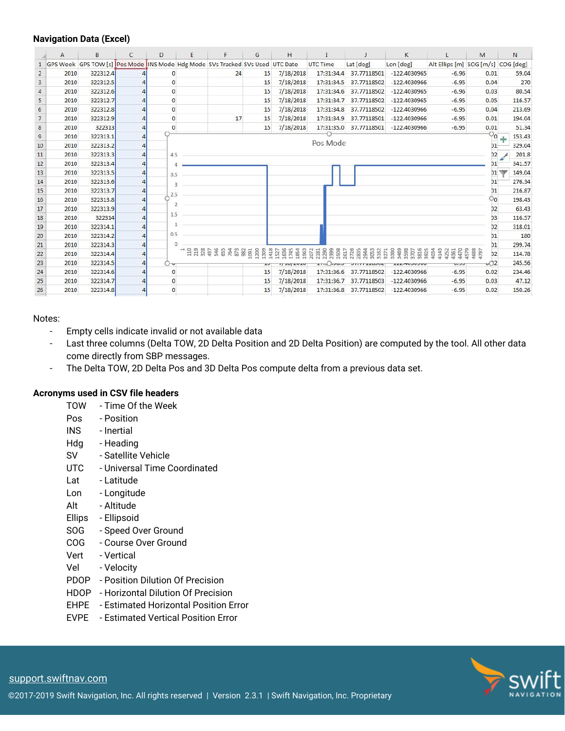### Navigation Data (Excel)

| | A | B | C | D | E | F | G | H | I | J | K | L | M | N |
|---|---|---|---|---|---|---|---|---|---|---|---|---|---|---|
| 1 | GPS Week | GPS TOW [s] | Pos Mode | INS Mode | Hdg Mode | SVs Tracked | SVs Used | UTC Date | UTC Time | Lat [deg] | Lon [deg] | Alt Ellips [m] | SOG [m/s] | COG [deg] |
| 2 | 2010 | 322312.4 | 4 | 0 | | 24 | 15 | 7/18/2018 | 17:31:34.4 | 37.77118501 | -122.4030965 | -6.96 | 0.01 | 59.04 |
| 3 | 2010 | 322312.5 | 4 | 0 | | | 15 | 7/18/2018 | 17:31:34.5 | 37.77118502 | -122.4030966 | -6.95 | 0.04 | 270 |
| 4 | 2010 | 322312.6 | 4 | 0 | | | 15 | 7/18/2018 | 17:31:34.6 | 37.77118502 | -122.4030965 | -6.96 | 0.03 | 80.54 |
| 5 | 2010 | 322312.7 | 4 | 0 | | | 15 | 7/18/2018 | 17:31:34.7 | 37.77118502 | -122.4030965 | -6.95 | 0.05 | 116.57 |
| 6 | 2010 | 322312.8 | 4 | 0 | | | 15 | 7/18/2018 | 17:31:34.8 | 37.77118502 | -122.4030966 | -6.95 | 0.04 | 213.69 |
| 7 | 2010 | 322312.9 | 4 | 0 | | 17 | 15 | 7/18/2018 | 17:31:34.9 | 37.77118501 | -122.4030966 | -6.95 | 0.01 | 194.04 |
| 8 | 2010 | 322313 | 4 | 0 | | | 15 | 7/18/2018 | 17:31:35.0 | 37.77118501 | -122.4030966 | -6.95 | 0.01 | 51.34 |
| 9 | 2010 | 322313.1 | 4 | | | | | | | | | | 0 | 153.43 |
| 10 | 2010 | 322313.2 | 4 | | | | | | | | | | 01 | 329.04 |
| 11 | 2010 | 322313.3 | 4 | | | | | | | | | | 02 | 201.8 |
| 12 | 2010 | 322313.4 | 4 | | | | | | | | | | 01 | 341.57 |
| 13 | 2010 | 322313.5 | 4 | | | | | | | | | | 01 | 149.04 |
| 14 | 2010 | 322313.6 | 4 | | | | | | | | | | 01 | 276.34 |
| 15 | 2010 | 322313.7 | 4 | | | | | | | | | | 01 | 216.87 |
| 16 | 2010 | 322313.8 | 4 | | | | | | | | | | 0 | 198.43 |
| 17 | 2010 | 322313.9 | 4 | | | | | | | | | | 02 | 63.43 |
| 18 | 2010 | 322314 | 4 | | | | | | | | | | 03 | 116.57 |
| 19 | 2010 | 322314.1 | 4 | | | | | | | | | | 02 | 318.01 |
| 20 | 2010 | 322314.2 | 4 | | | | | | | | | | 01 | 180 |
| 21 | 2010 | 322314.3 | 4 | | | | | | | | | | 01 | 299.74 |
| 22 | 2010 | 322314.4 | 4 | | | | | | | | | | 02 | 114.78 |
| 23 | 2010 | 322314.5 | 4 | | | | | | | | | | 02 | 245.56 |
| 24 | 2010 | 322314.6 | 4 | 0 | | | 15 | 7/18/2018 | 17:31:36.6 | 37.77118502 | -122.4030966 | -6.95 | 0.02 | 234.46 |
| 25 | 2010 | 322314.7 | 4 | 0 | | | 15 | 7/18/2018 | 17:31:36.7 | 37.77118503 | -122.4030966 | -6.95 | 0.03 | 47.12 |
| 26 | 2010 | 322314.8 | 4 | 0 | | | 15 | 7/18/2018 | 17:31:36.8 | 37.77118502 | -122.4030966 | -6.95 | 0.02 | 150.26 |

Notes:

- Empty cells indicate invalid or not available data
- Last three columns (Delta TOW, 2D Delta Position and 2D Delta Position) are computed by the tool. All other data come directly from SBP messages.
- The Delta TOW, 2D Delta Pos and 3D Delta Pos compute delta from a previous data set.

### Acronyms used in CSV file headers

| | |
|---|---|
| TOW | - Time Of the Week |
| Pos | - Position |
| INS | - Inertial |
| Hdg | - Heading |
| SV | - Satellite Vehicle |
| UTC | - Universal Time Coordinated |
| Lat | - Latitude |
| Lon | - Longitude |
| Alt | - Altitude |
| Ellips | - Ellipsoid |
| SOG | - Speed Over Ground |
| COG | - Course Over Ground |
| Vert | - Vertical |
| Vel | - Velocity |
| PDOP | - Position Dilution Of Precision |
| HDOP | - Horizontal Dilution Of Precision |
| EHPE | - Estimated Horizontal Position Error |
| EVPE | - Estimated Vertical Position Error |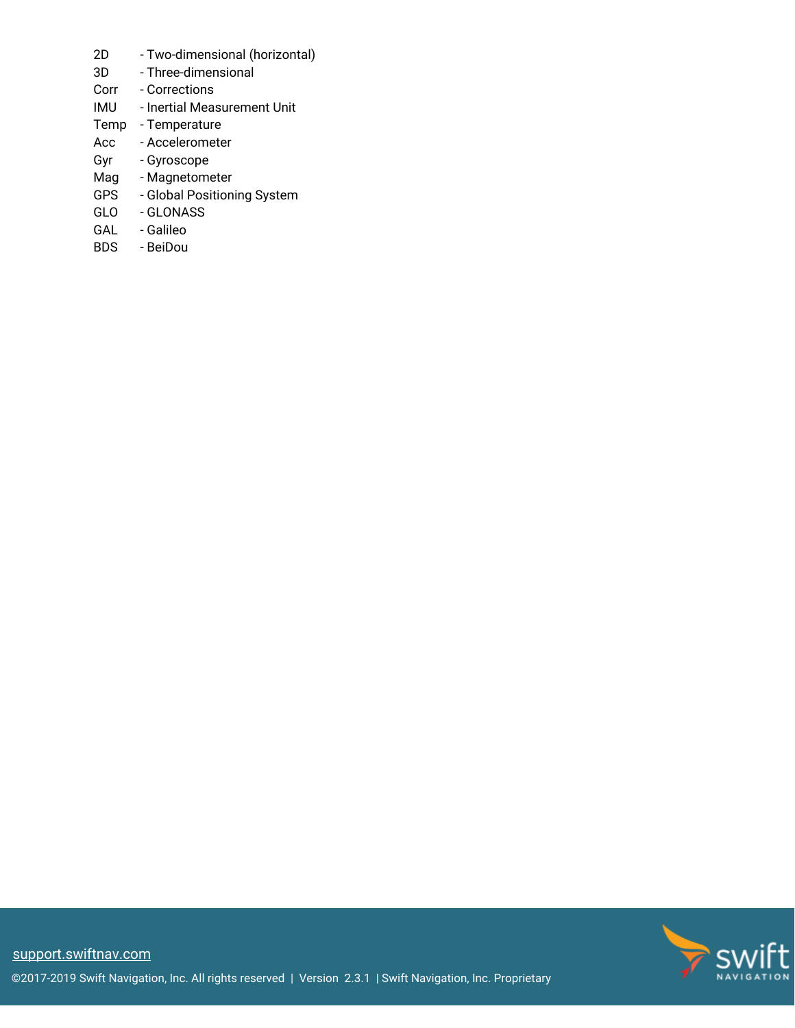2D - Two-dimensional (horizontal)
3D - Three-dimensional
Corr - Corrections
IMU - Inertial Measurement Unit
Temp - Temperature
Acc - Accelerometer
Gyr - Gyroscope
Mag - Magnetometer
GPS - Global Positioning System
GLO - GLONASS
GAL - Galileo
BDS - BeiDou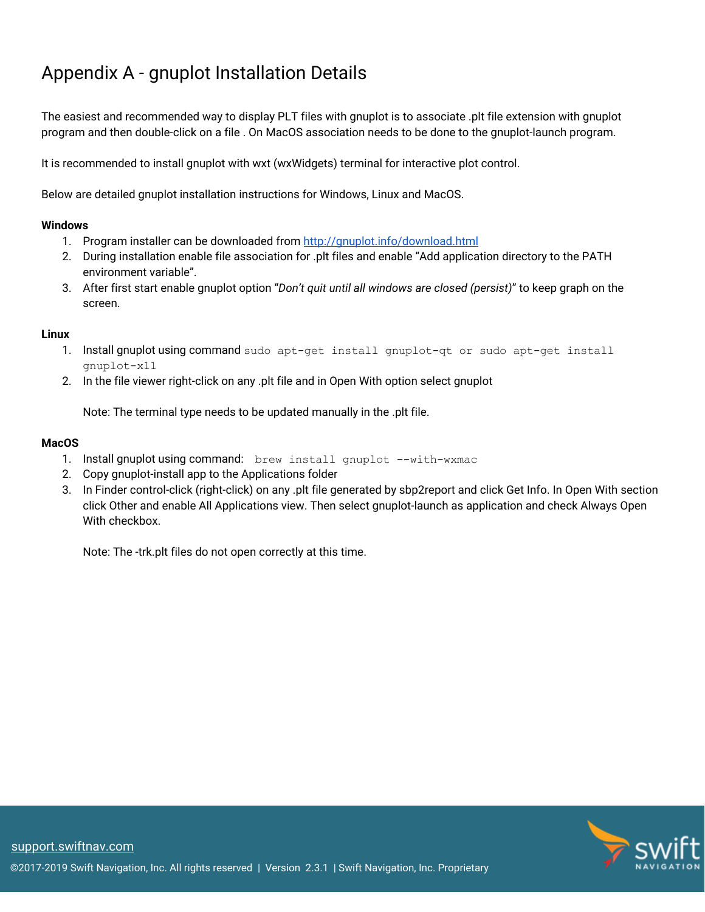# Appendix A - gnuplot Installation Details

The easiest and recommended way to display PLT files with gnuplot is to associate .plt file extension with gnuplot program and then double-click on a file . On MacOS association needs to be done to the gnuplot-launch program.

It is recommended to install gnuplot with wxt (wxWidgets) terminal for interactive plot control.

Below are detailed gnuplot installation instructions for Windows, Linux and MacOS.

**Windows**

1. Program installer can be downloaded from [http://gnuplot.info/download.html](http://gnuplot.info/download.html)
2. During installation enable file association for .plt files and enable "Add application directory to the PATH environment variable".
3. After first start enable gnuplot option "*Don't quit until all windows are closed (persist)*" to keep graph on the screen.

**Linux**

1. Install gnuplot using command `sudo apt-get install gnuplot-qt or sudo apt-get install gnuplot-x11`
2. In the file viewer right-click on any .plt file and in Open With option select gnuplot

   Note: The terminal type needs to be updated manually in the .plt file.

**MacOS**

1. Install gnuplot using command: `brew install gnuplot --with-wxmac`
2. Copy gnuplot-install app to the Applications folder
3. In Finder control-click (right-click) on any .plt file generated by sbp2report and click Get Info. In Open With section click Other and enable All Applications view. Then select gnuplot-launch as application and check Always Open With checkbox.

   Note: The -trk.plt files do not open correctly at this time.